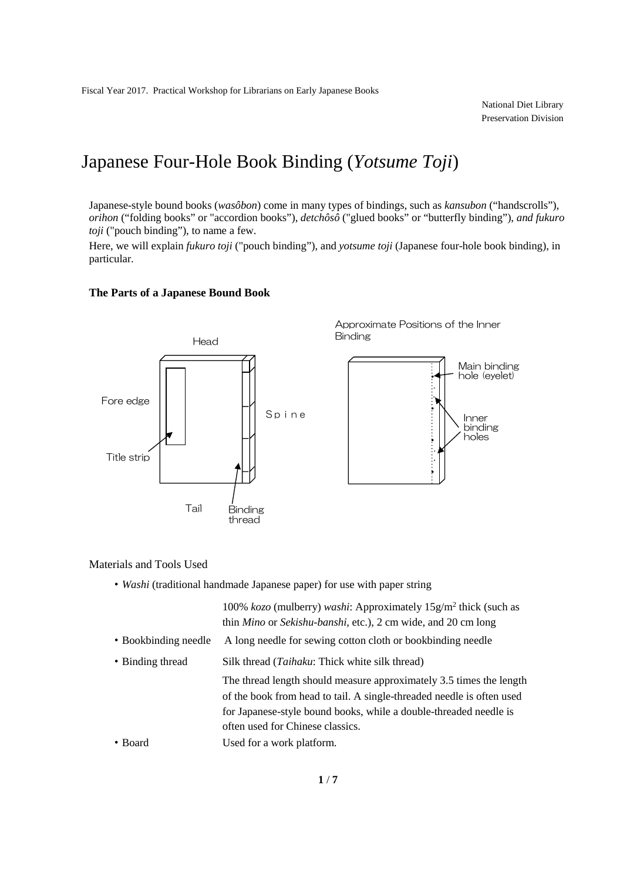Fiscal Year 2017. Practical Workshop for Librarians on Early Japanese Books

National Diet Library
Preservation Division

# Japanese Four-Hole Book Binding (*Yotsume Toji*)

Japanese-style bound books (*wasôbon*) come in many types of bindings, such as *kansubon* ("handscrolls"), *orihon* ("folding books" or "accordion books"), *detchôsô* ("glued books" or "butterfly binding"), *and fukuro toji* ("pouch binding"), to name a few.

Here, we will explain *fukuro toji* ("pouch binding"), and *yotsume toji* (Japanese four-hole book binding), in particular.

### The Parts of a Japanese Bound Book

Head

Fore edge

Title strip

Tail

Binding thread

Spine

Approximate Positions of the Inner Binding

Main binding hole (eyelet)

Inner binding holes

Materials and Tools Used

- *Washi* (traditional handmade Japanese paper) for use with paper string

| | |
|---|---|
| | 100% *kozo* (mulberry) *washi*: Approximately 15g/m$^2$ thick (such as thin *Mino* or *Sekishu-banshi*, etc.), 2 cm wide, and 20 cm long |
| • Bookbinding needle | A long needle for sewing cotton cloth or bookbinding needle |
| • Binding thread | Silk thread (*Taihaku*: Thick white silk thread) |
| | The thread length should measure approximately 3.5 times the length of the book from head to tail. A single-threaded needle is often used for Japanese-style bound books, while a double-threaded needle is often used for Chinese classics. |
| • Board | Used for a work platform. |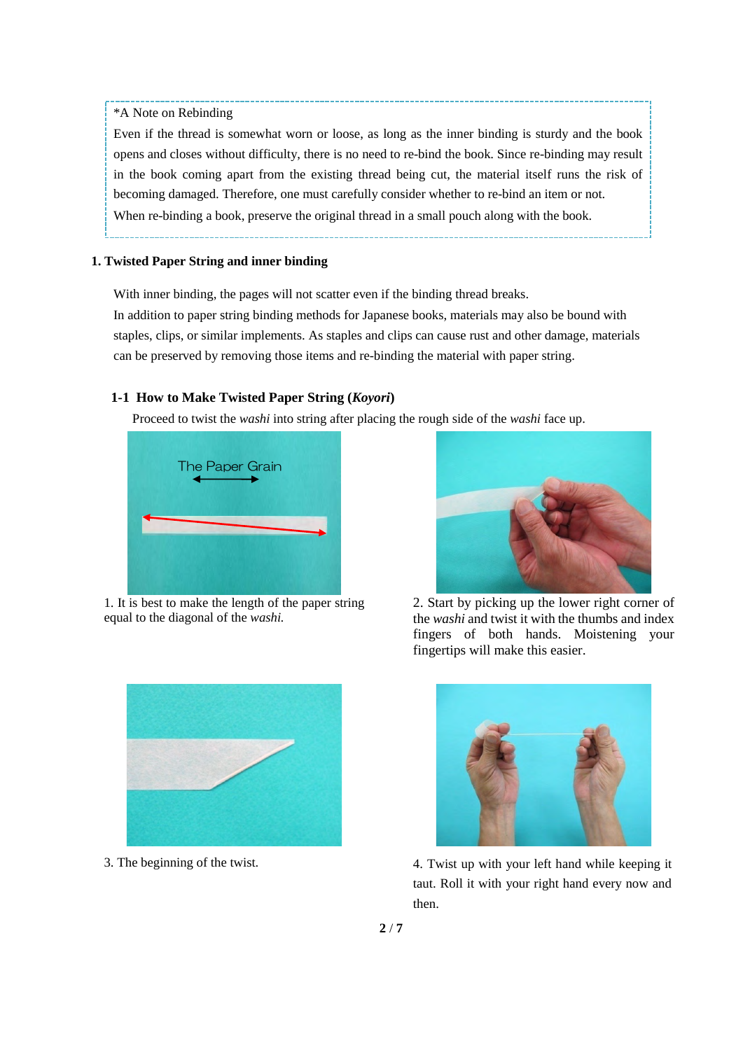*A Note on Rebinding

Even if the thread is somewhat worn or loose, as long as the inner binding is sturdy and the book opens and closes without difficulty, there is no need to re-bind the book. Since re-binding may result in the book coming apart from the existing thread being cut, the material itself runs the risk of becoming damaged. Therefore, one must carefully consider whether to re-bind an item or not.

When re-binding a book, preserve the original thread in a small pouch along with the book.

## 1. Twisted Paper String and inner binding

With inner binding, the pages will not scatter even if the binding thread breaks.

In addition to paper string binding methods for Japanese books, materials may also be bound with staples, clips, or similar implements. As staples and clips can cause rust and other damage, materials can be preserved by removing those items and re-binding the material with paper string.

### 1-1 How to Make Twisted Paper String (*Koyori*)

Proceed to twist the *washi* into string after placing the rough side of the *washi* face up.

1. It is best to make the length of the paper string equal to the diagonal of the *washi.*

2. Start by picking up the lower right corner of the *washi* and twist it with the thumbs and index fingers of both hands. Moistening your fingertips will make this easier.

3. The beginning of the twist.

4. Twist up with your left hand while keeping it taut. Roll it with your right hand every now and then.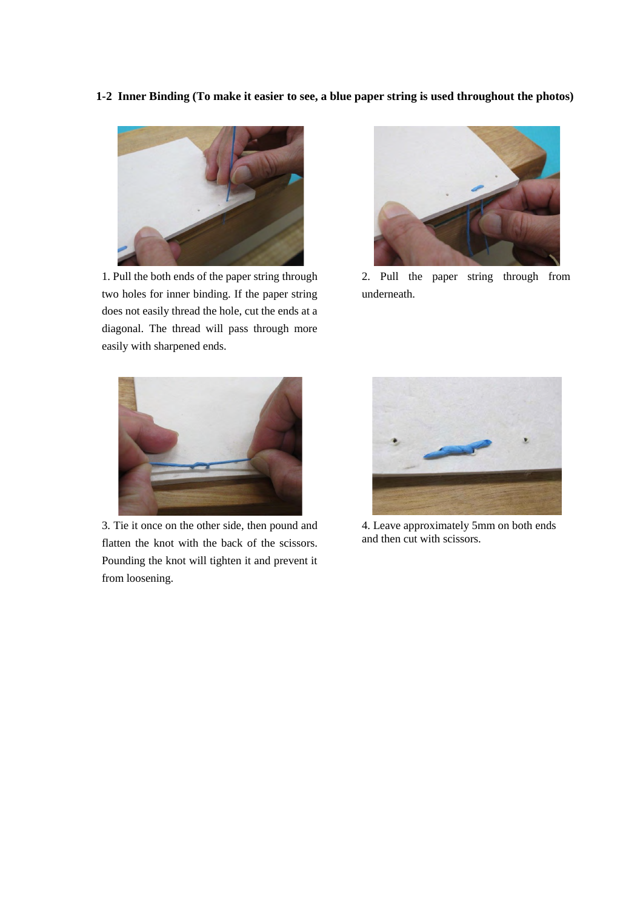**1-2 Inner Binding (To make it easier to see, a blue paper string is used throughout the photos)**

1. Pull the both ends of the paper string through two holes for inner binding. If the paper string does not easily thread the hole, cut the ends at a diagonal. The thread will pass through more easily with sharpened ends.

2. Pull the paper string through from underneath.

3. Tie it once on the other side, then pound and flatten the knot with the back of the scissors. Pounding the knot will tighten it and prevent it from loosening.

4. Leave approximately 5mm on both ends and then cut with scissors.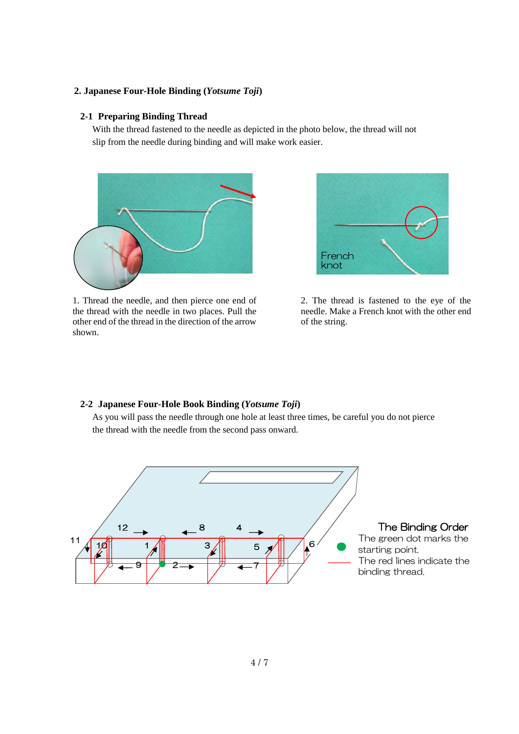## 2. Japanese Four-Hole Binding (*Yotsume Toji*)

### 2-1 Preparing Binding Thread

With the thread fastened to the needle as depicted in the photo below, the thread will not slip from the needle during binding and will make work easier.

1. Thread the needle, and then pierce one end of the thread with the needle in two places. Pull the other end of the thread in the direction of the arrow shown.

French knot

2. The thread is fastened to the eye of the needle. Make a French knot with the other end of the string.

### 2-2 Japanese Four-Hole Book Binding (*Yotsume Toji*)

As you will pass the needle through one hole at least three times, be careful you do not pierce the thread with the needle from the second pass onward.

**The Binding Order**

The green dot marks the starting point.

The red lines indicate the binding thread.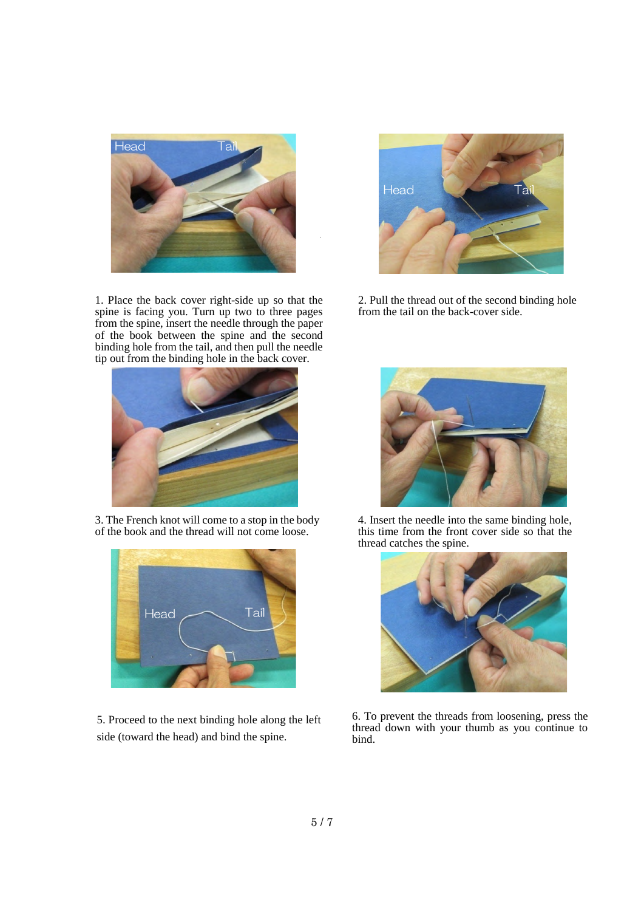1. Place the back cover right-side up so that the spine is facing you. Turn up two to three pages from the spine, insert the needle through the paper of the book between the spine and the second binding hole from the tail, and then pull the needle tip out from the binding hole in the back cover.

2. Pull the thread out of the second binding hole from the tail on the back-cover side.

3. The French knot will come to a stop in the body of the book and the thread will not come loose.

4. Insert the needle into the same binding hole, this time from the front cover side so that the thread catches the spine.

5. Proceed to the next binding hole along the left side (toward the head) and bind the spine.

6. To prevent the threads from loosening, press the thread down with your thumb as you continue to bind.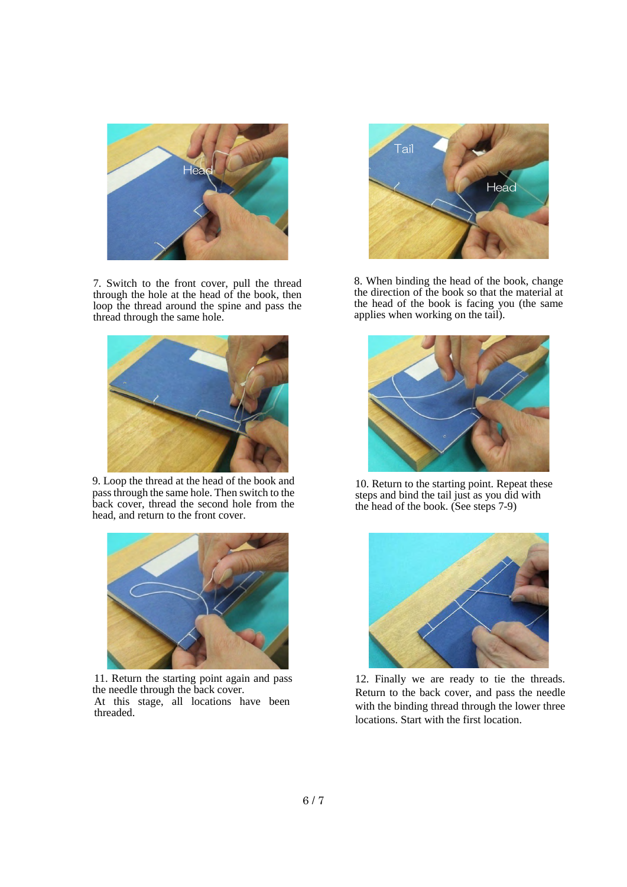7. Switch to the front cover, pull the thread through the hole at the head of the book, then loop the thread around the spine and pass the thread through the same hole.

8. When binding the head of the book, change the direction of the book so that the material at the head of the book is facing you (the same applies when working on the tail).

9. Loop the thread at the head of the book and pass through the same hole. Then switch to the back cover, thread the second hole from the head, and return to the front cover.

10. Return to the starting point. Repeat these steps and bind the tail just as you did with the head of the book. (See steps 7-9)

11. Return the starting point again and pass the needle through the back cover.
At this stage, all locations have been threaded.

12. Finally we are ready to tie the threads. Return to the back cover, and pass the needle with the binding thread through the lower three locations. Start with the first location.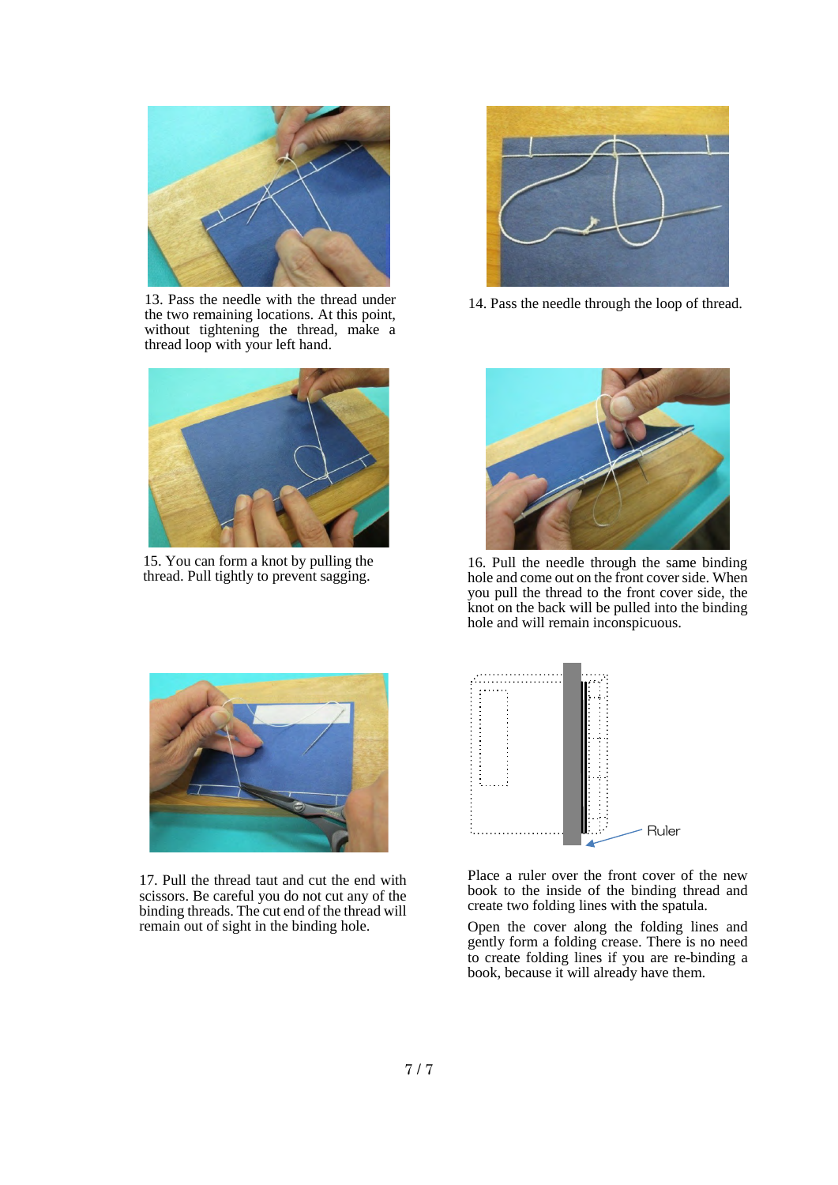13. Pass the needle with the thread under the two remaining locations. At this point, without tightening the thread, make a thread loop with your left hand.

14. Pass the needle through the loop of thread.

15. You can form a knot by pulling the thread. Pull tightly to prevent sagging.

16. Pull the needle through the same binding hole and come out on the front cover side. When you pull the thread to the front cover side, the knot on the back will be pulled into the binding hole and will remain inconspicuous.

17. Pull the thread taut and cut the end with scissors. Be careful you do not cut any of the binding threads. The cut end of the thread will remain out of sight in the binding hole.

Ruler

Place a ruler over the front cover of the new book to the inside of the binding thread and create two folding lines with the spatula.

Open the cover along the folding lines and gently form a folding crease. There is no need to create folding lines if you are re-binding a book, because it will already have them.